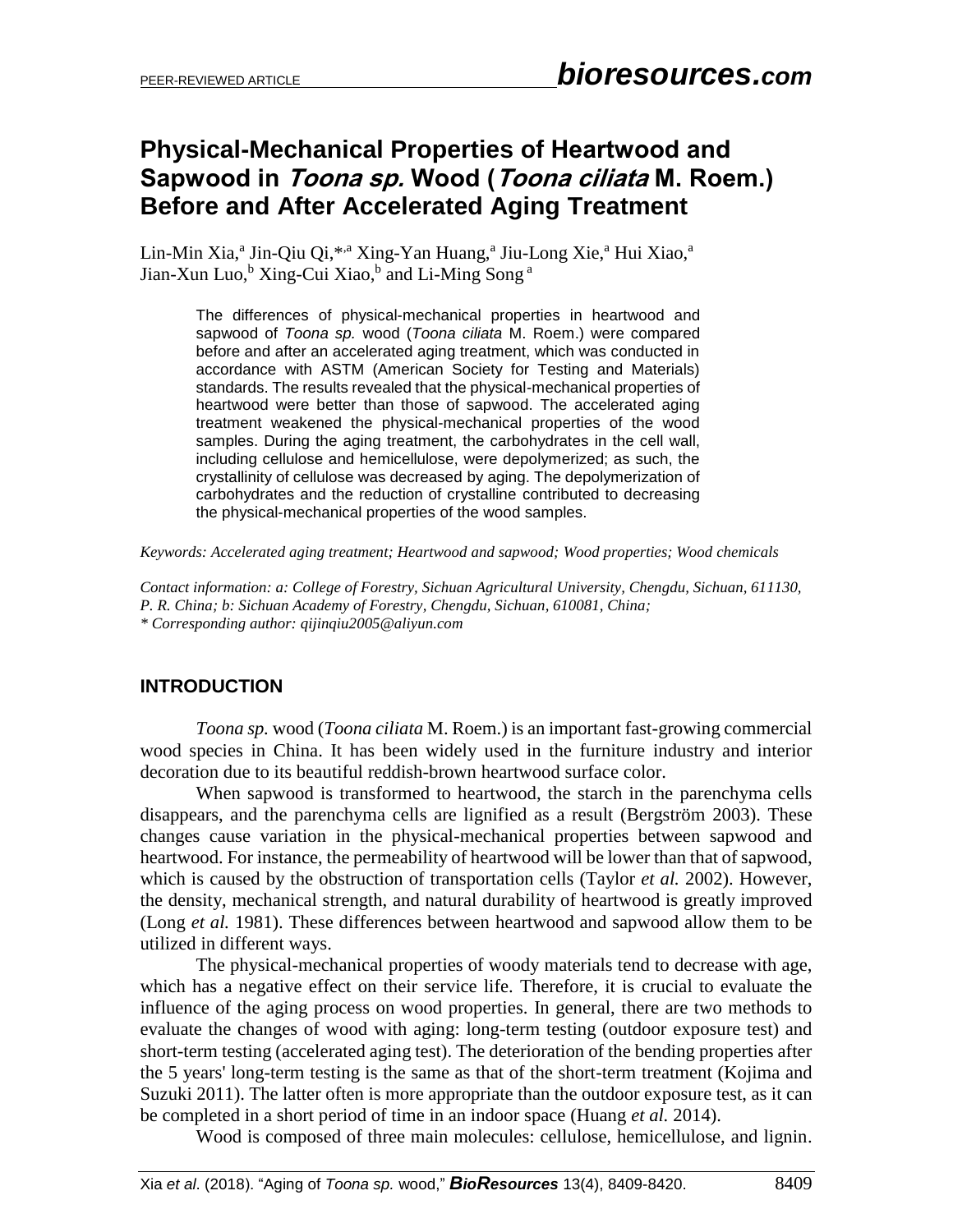PEER-REVIEWED ARTICLE

# Physical-Mechanical Properties of Heartwood and Sapwood in *Toona sp.* Wood (*Toona ciliata* M. Roem.) Before and After Accelerated Aging Treatment

Lin-Min Xia,[a] Jin-Qiu Qi,*,[a] Xing-Yan Huang,[a] Jiu-Long Xie,[a] Hui Xiao,[a] Jian-Xun Luo,[b] Xing-Cui Xiao,[b] and Li-Ming Song [a]

The differences of physical-mechanical properties in heartwood and sapwood of *Toona sp.* wood (*Toona ciliata* M. Roem.) were compared before and after an accelerated aging treatment, which was conducted in accordance with ASTM (American Society for Testing and Materials) standards. The results revealed that the physical-mechanical properties of heartwood were better than those of sapwood. The accelerated aging treatment weakened the physical-mechanical properties of the wood samples. During the aging treatment, the carbohydrates in the cell wall, including cellulose and hemicellulose, were depolymerized; as such, the crystallinity of cellulose was decreased by aging. The depolymerization of carbohydrates and the reduction of crystalline contributed to decreasing the physical-mechanical properties of the wood samples.

*Keywords: Accelerated aging treatment; Heartwood and sapwood; Wood properties; Wood chemicals*

*Contact information: a: College of Forestry, Sichuan Agricultural University, Chengdu, Sichuan, 611130, P. R. China; b: Sichuan Academy of Forestry, Chengdu, Sichuan, 610081, China;*
*\* Corresponding author: qijinqiu2005@aliyun.com*

## INTRODUCTION

*Toona sp.* wood (*Toona ciliata* M. Roem.) is an important fast-growing commercial wood species in China. It has been widely used in the furniture industry and interior decoration due to its beautiful reddish-brown heartwood surface color.

When sapwood is transformed to heartwood, the starch in the parenchyma cells disappears, and the parenchyma cells are lignified as a result (Bergström 2003). These changes cause variation in the physical-mechanical properties between sapwood and heartwood. For instance, the permeability of heartwood will be lower than that of sapwood, which is caused by the obstruction of transportation cells (Taylor *et al.* 2002). However, the density, mechanical strength, and natural durability of heartwood is greatly improved (Long *et al.* 1981). These differences between heartwood and sapwood allow them to be utilized in different ways.

The physical-mechanical properties of woody materials tend to decrease with age, which has a negative effect on their service life. Therefore, it is crucial to evaluate the influence of the aging process on wood properties. In general, there are two methods to evaluate the changes of wood with aging: long-term testing (outdoor exposure test) and short-term testing (accelerated aging test). The deterioration of the bending properties after the 5 years' long-term testing is the same as that of the short-term treatment (Kojima and Suzuki 2011). The latter often is more appropriate than the outdoor exposure test, as it can be completed in a short period of time in an indoor space (Huang *et al.* 2014).

Wood is composed of three main molecules: cellulose, hemicellulose, and lignin.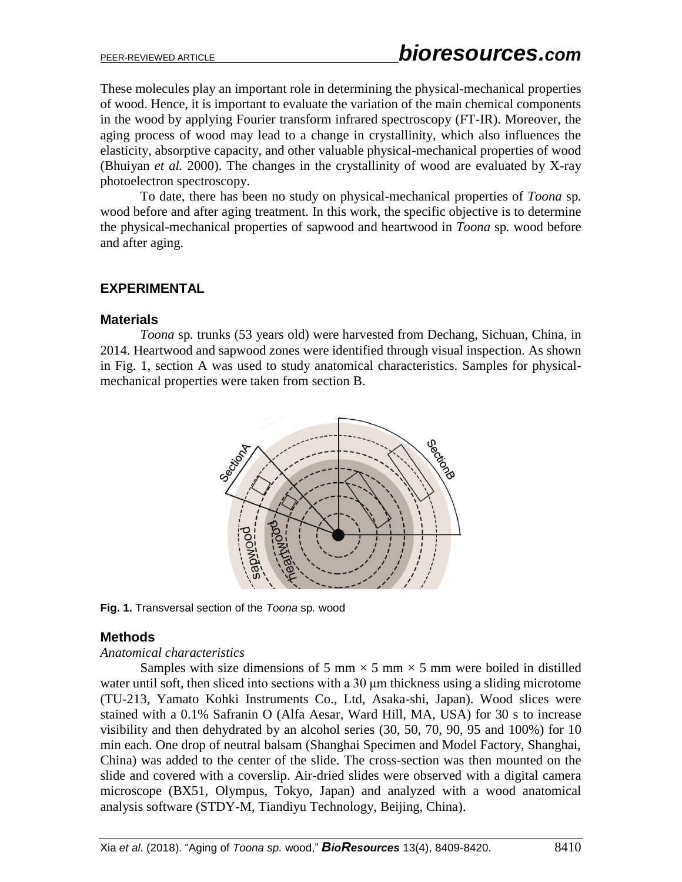These molecules play an important role in determining the physical-mechanical properties of wood. Hence, it is important to evaluate the variation of the main chemical components in the wood by applying Fourier transform infrared spectroscopy (FT-IR). Moreover, the aging process of wood may lead to a change in crystallinity, which also influences the elasticity, absorptive capacity, and other valuable physical-mechanical properties of wood (Bhuiyan *et al.* 2000). The changes in the crystallinity of wood are evaluated by X-ray photoelectron spectroscopy.

To date, there has been no study on physical-mechanical properties of *Toona* sp. wood before and after aging treatment. In this work, the specific objective is to determine the physical-mechanical properties of sapwood and heartwood in *Toona* sp. wood before and after aging.

## EXPERIMENTAL

### Materials

*Toona* sp. trunks (53 years old) were harvested from Dechang, Sichuan, China, in 2014. Heartwood and sapwood zones were identified through visual inspection. As shown in Fig. 1, section A was used to study anatomical characteristics. Samples for physical-mechanical properties were taken from section B.

**Fig. 1.** Transversal section of the *Toona* sp. wood

### Methods

*Anatomical characteristics*

Samples with size dimensions of 5 mm × 5 mm × 5 mm were boiled in distilled water until soft, then sliced into sections with a 30 μm thickness using a sliding microtome (TU-213, Yamato Kohki Instruments Co., Ltd, Asaka-shi, Japan). Wood slices were stained with a 0.1% Safranin O (Alfa Aesar, Ward Hill, MA, USA) for 30 s to increase visibility and then dehydrated by an alcohol series (30, 50, 70, 90, 95 and 100%) for 10 min each. One drop of neutral balsam (Shanghai Specimen and Model Factory, Shanghai, China) was added to the center of the slide. The cross-section was then mounted on the slide and covered with a coverslip. Air-dried slides were observed with a digital camera microscope (BX51, Olympus, Tokyo, Japan) and analyzed with a wood anatomical analysis software (STDY-M, Tiandiyu Technology, Beijing, China).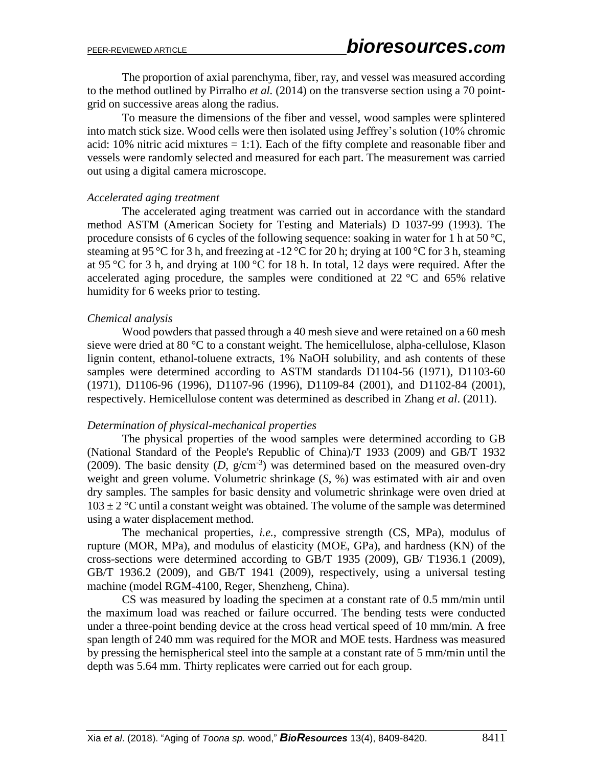The proportion of axial parenchyma, fiber, ray, and vessel was measured according to the method outlined by Pirralho *et al.* (2014) on the transverse section using a 70 point-grid on successive areas along the radius.

To measure the dimensions of the fiber and vessel, wood samples were splintered into match stick size. Wood cells were then isolated using Jeffrey's solution (10% chromic acid: 10% nitric acid mixtures = 1:1). Each of the fifty complete and reasonable fiber and vessels were randomly selected and measured for each part. The measurement was carried out using a digital camera microscope.

### *Accelerated aging treatment*

The accelerated aging treatment was carried out in accordance with the standard method ASTM (American Society for Testing and Materials) D 1037-99 (1993). The procedure consists of 6 cycles of the following sequence: soaking in water for 1 h at 50 °C, steaming at 95 °C for 3 h, and freezing at -12 °C for 20 h; drying at 100 °C for 3 h, steaming at 95 °C for 3 h, and drying at 100 °C for 18 h. In total, 12 days were required. After the accelerated aging procedure, the samples were conditioned at 22 °C and 65% relative humidity for 6 weeks prior to testing.

### *Chemical analysis*

Wood powders that passed through a 40 mesh sieve and were retained on a 60 mesh sieve were dried at 80 °C to a constant weight. The hemicellulose, alpha-cellulose, Klason lignin content, ethanol-toluene extracts, 1% NaOH solubility, and ash contents of these samples were determined according to ASTM standards D1104-56 (1971), D1103-60 (1971), D1106-96 (1996), D1107-96 (1996), D1109-84 (2001), and D1102-84 (2001), respectively. Hemicellulose content was determined as described in Zhang *et al*. (2011).

### *Determination of physical-mechanical properties*

The physical properties of the wood samples were determined according to GB (National Standard of the People's Republic of China)/T 1933 (2009) and GB/T 1932 (2009). The basic density (*D*, $g/cm^{-3}$) was determined based on the measured oven-dry weight and green volume. Volumetric shrinkage (*S*, %) was estimated with air and oven dry samples. The samples for basic density and volumetric shrinkage were oven dried at $103 \pm 2$ °C until a constant weight was obtained. The volume of the sample was determined using a water displacement method.

The mechanical properties, *i.e.*, compressive strength (CS, MPa), modulus of rupture (MOR, MPa), and modulus of elasticity (MOE, GPa), and hardness (KN) of the cross-sections were determined according to GB/T 1935 (2009), GB/ T1936.1 (2009), GB/T 1936.2 (2009), and GB/T 1941 (2009), respectively, using a universal testing machine (model RGM-4100, Reger, Shenzheng, China).

CS was measured by loading the specimen at a constant rate of 0.5 mm/min until the maximum load was reached or failure occurred. The bending tests were conducted under a three-point bending device at the cross head vertical speed of 10 mm/min. A free span length of 240 mm was required for the MOR and MOE tests. Hardness was measured by pressing the hemispherical steel into the sample at a constant rate of 5 mm/min until the depth was 5.64 mm. Thirty replicates were carried out for each group.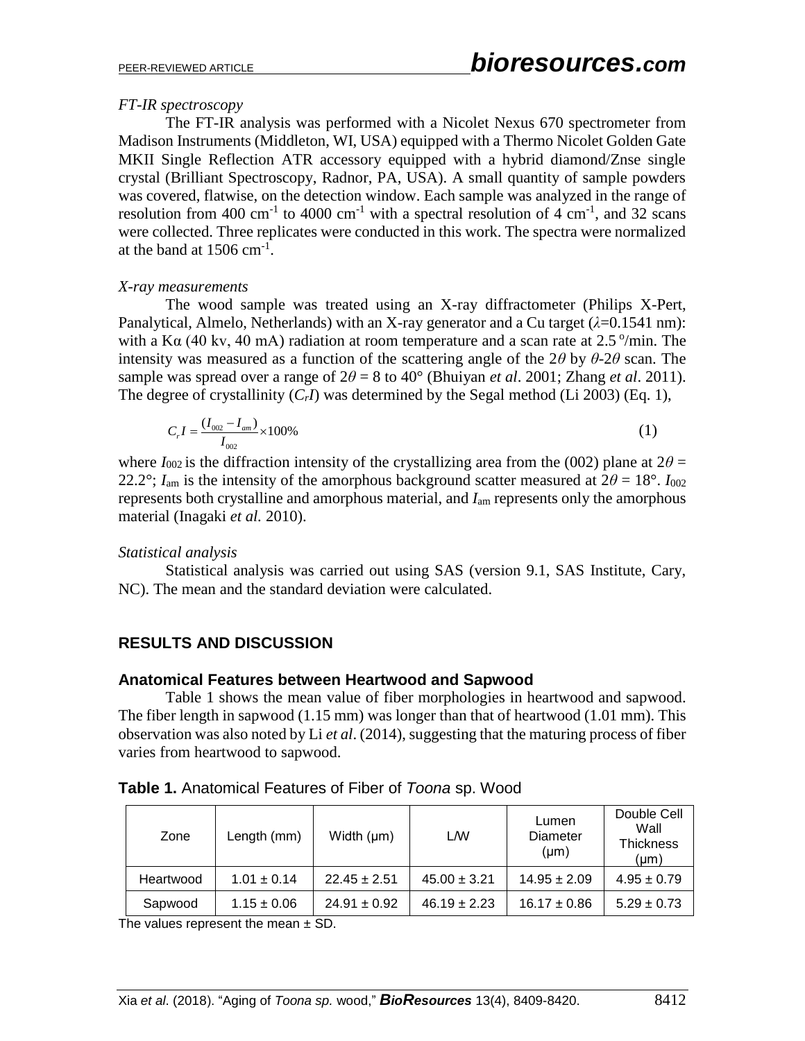*FT-IR spectroscopy*

The FT-IR analysis was performed with a Nicolet Nexus 670 spectrometer from Madison Instruments (Middleton, WI, USA) equipped with a Thermo Nicolet Golden Gate MKII Single Reflection ATR accessory equipped with a hybrid diamond/Znse single crystal (Brilliant Spectroscopy, Radnor, PA, USA). A small quantity of sample powders was covered, flatwise, on the detection window. Each sample was analyzed in the range of resolution from 400 $cm^{-1}$ to 4000 $cm^{-1}$ with a spectral resolution of 4 $cm^{-1}$, and 32 scans were collected. Three replicates were conducted in this work. The spectra were normalized at the band at 1506 $cm^{-1}$.

*X-ray measurements*

The wood sample was treated using an X-ray diffractometer (Philips X-Pert, Panalytical, Almelo, Netherlands) with an X-ray generator and a Cu target ($\lambda$=0.1541 nm): with a K$\alpha$ (40 kv, 40 mA) radiation at room temperature and a scan rate at 2.5 °/min. The intensity was measured as a function of the scattering angle of the $2\theta$ by $\theta$-$2\theta$ scan. The sample was spread over a range of $2\theta$ = 8 to 40° (Bhuiyan *et al*. 2001; Zhang *et al*. 2011). The degree of crystallinity ($C_rI$) was determined by the Segal method (Li 2003) (Eq. 1),

$$C_r I = \frac{(I_{002} - I_{am})}{I_{002}} \times 100\% \tag{1}$$

where $I_{002}$ is the diffraction intensity of the crystallizing area from the (002) plane at $2\theta$ = 22.2°; $I_{am}$ is the intensity of the amorphous background scatter measured at $2\theta$ = 18°. $I_{002}$ represents both crystalline and amorphous material, and $I_{am}$ represents only the amorphous material (Inagaki *et al*. 2010).

*Statistical analysis*

Statistical analysis was carried out using SAS (version 9.1, SAS Institute, Cary, NC). The mean and the standard deviation were calculated.

## RESULTS AND DISCUSSION

### Anatomical Features between Heartwood and Sapwood

Table 1 shows the mean value of fiber morphologies in heartwood and sapwood. The fiber length in sapwood (1.15 mm) was longer than that of heartwood (1.01 mm). This observation was also noted by Li *et al*. (2014), suggesting that the maturing process of fiber varies from heartwood to sapwood.

**Table 1.** Anatomical Features of Fiber of *Toona* sp. Wood

| Zone | Length (mm) | Width (μm) | L/W | Lumen Diameter (μm) | Double Cell Wall Thickness (μm) |
|---|---|---|---|---|---|
| Heartwood | 1.01 ± 0.14 | 22.45 ± 2.51 | 45.00 ± 3.21 | 14.95 ± 2.09 | 4.95 ± 0.79 |
| Sapwood | 1.15 ± 0.06 | 24.91 ± 0.92 | 46.19 ± 2.23 | 16.17 ± 0.86 | 5.29 ± 0.73 |

The values represent the mean ± SD.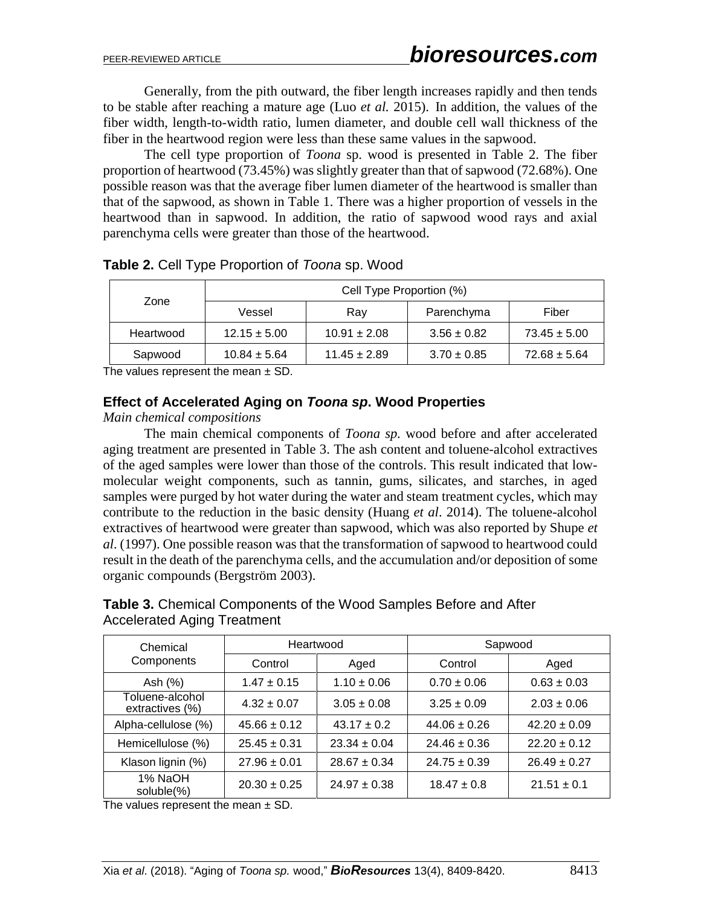Generally, from the pith outward, the fiber length increases rapidly and then tends to be stable after reaching a mature age (Luo *et al.* 2015). In addition, the values of the fiber width, length-to-width ratio, lumen diameter, and double cell wall thickness of the fiber in the heartwood region were less than these same values in the sapwood.

The cell type proportion of *Toona* sp. wood is presented in Table 2. The fiber proportion of heartwood (73.45%) was slightly greater than that of sapwood (72.68%). One possible reason was that the average fiber lumen diameter of the heartwood is smaller than that of the sapwood, as shown in Table 1. There was a higher proportion of vessels in the heartwood than in sapwood. In addition, the ratio of sapwood wood rays and axial parenchyma cells were greater than those of the heartwood.

**Table 2.** Cell Type Proportion of *Toona* sp. Wood

| Zone | Cell Type Proportion (%) | | | |
|---|---|---|---|---|
| | Vessel | Ray | Parenchyma | Fiber |
| Heartwood | 12.15 ± 5.00 | 10.91 ± 2.08 | 3.56 ± 0.82 | 73.45 ± 5.00 |
| Sapwood | 10.84 ± 5.64 | 11.45 ± 2.89 | 3.70 ± 0.85 | 72.68 ± 5.64 |

The values represent the mean ± SD.

## Effect of Accelerated Aging on *Toona sp.* Wood Properties

*Main chemical compositions*

The main chemical components of *Toona sp.* wood before and after accelerated aging treatment are presented in Table 3. The ash content and toluene-alcohol extractives of the aged samples were lower than those of the controls. This result indicated that low-molecular weight components, such as tannin, gums, silicates, and starches, in aged samples were purged by hot water during the water and steam treatment cycles, which may contribute to the reduction in the basic density (Huang *et al*. 2014). The toluene-alcohol extractives of heartwood were greater than sapwood, which was also reported by Shupe *et al*. (1997). One possible reason was that the transformation of sapwood to heartwood could result in the death of the parenchyma cells, and the accumulation and/or deposition of some organic compounds (Bergström 2003).

**Table 3.** Chemical Components of the Wood Samples Before and After Accelerated Aging Treatment

| Chemical Components | Heartwood | | Sapwood | |
|---|---|---|---|---|
| | Control | Aged | Control | Aged |
| Ash (%) | 1.47 ± 0.15 | 1.10 ± 0.06 | 0.70 ± 0.06 | 0.63 ± 0.03 |
| Toluene-alcohol extractives (%) | 4.32 ± 0.07 | 3.05 ± 0.08 | 3.25 ± 0.09 | 2.03 ± 0.06 |
| Alpha-cellulose (%) | 45.66 ± 0.12 | 43.17 ± 0.2 | 44.06 ± 0.26 | 42.20 ± 0.09 |
| Hemicellulose (%) | 25.45 ± 0.31 | 23.34 ± 0.04 | 24.46 ± 0.36 | 22.20 ± 0.12 |
| Klason lignin (%) | 27.96 ± 0.01 | 28.67 ± 0.34 | 24.75 ± 0.39 | 26.49 ± 0.27 |
| 1% NaOH soluble(%) | 20.30 ± 0.25 | 24.97 ± 0.38 | 18.47 ± 0.8 | 21.51 ± 0.1 |

The values represent the mean ± SD.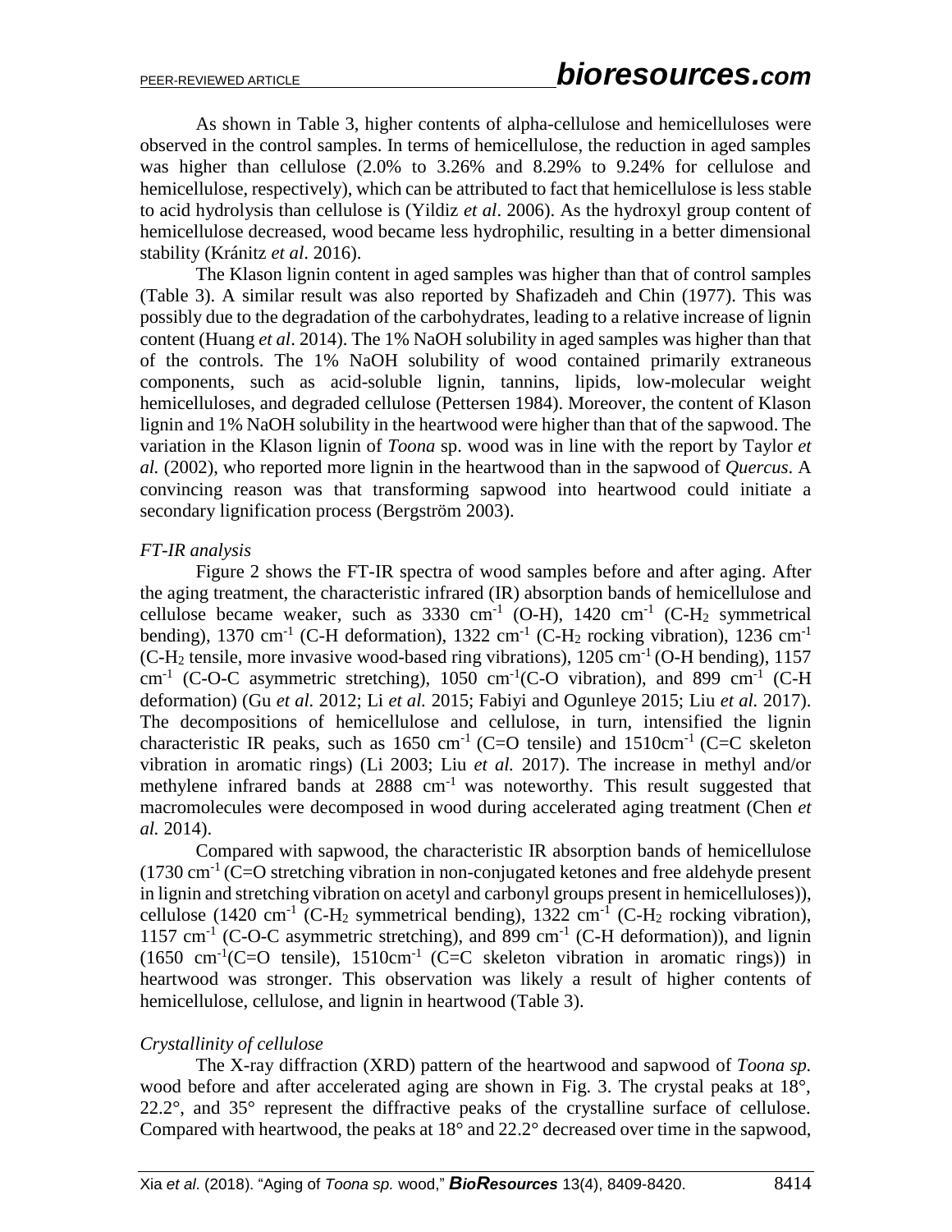As shown in Table 3, higher contents of alpha-cellulose and hemicelluloses were observed in the control samples. In terms of hemicellulose, the reduction in aged samples was higher than cellulose (2.0% to 3.26% and 8.29% to 9.24% for cellulose and hemicellulose, respectively), which can be attributed to fact that hemicellulose is less stable to acid hydrolysis than cellulose is (Yildiz *et al*. 2006). As the hydroxyl group content of hemicellulose decreased, wood became less hydrophilic, resulting in a better dimensional stability (Kránitz *et al*. 2016).

The Klason lignin content in aged samples was higher than that of control samples (Table 3). A similar result was also reported by Shafizadeh and Chin (1977). This was possibly due to the degradation of the carbohydrates, leading to a relative increase of lignin content (Huang *et al*. 2014). The 1% NaOH solubility in aged samples was higher than that of the controls. The 1% NaOH solubility of wood contained primarily extraneous components, such as acid-soluble lignin, tannins, lipids, low-molecular weight hemicelluloses, and degraded cellulose (Pettersen 1984). Moreover, the content of Klason lignin and 1% NaOH solubility in the heartwood were higher than that of the sapwood. The variation in the Klason lignin of *Toona* sp. wood was in line with the report by Taylor *et al.* (2002), who reported more lignin in the heartwood than in the sapwood of *Quercus*. A convincing reason was that transforming sapwood into heartwood could initiate a secondary lignification process (Bergström 2003).

*FT-IR analysis*

Figure 2 shows the FT-IR spectra of wood samples before and after aging. After the aging treatment, the characteristic infrared (IR) absorption bands of hemicellulose and cellulose became weaker, such as 3330 $cm^{-1}$ (O-H), 1420 $cm^{-1}$ (C-$H_2$ symmetrical bending), 1370 $cm^{-1}$ (C-H deformation), 1322 $cm^{-1}$ (C-$H_2$ rocking vibration), 1236 $cm^{-1}$ (C-$H_2$ tensile, more invasive wood-based ring vibrations), 1205 $cm^{-1}$ (O-H bending), 1157 $cm^{-1}$ (C-O-C asymmetric stretching), 1050 $cm^{-1}$(C-O vibration), and 899 $cm^{-1}$ (C-H deformation) (Gu *et al.* 2012; Li *et al.* 2015; Fabiyi and Ogunleye 2015; Liu *et al.* 2017). The decompositions of hemicellulose and cellulose, in turn, intensified the lignin characteristic IR peaks, such as 1650 $cm^{-1}$ (C=O tensile) and 1510$cm^{-1}$ (C=C skeleton vibration in aromatic rings) (Li 2003; Liu *et al.* 2017). The increase in methyl and/or methylene infrared bands at 2888 $cm^{-1}$ was noteworthy. This result suggested that macromolecules were decomposed in wood during accelerated aging treatment (Chen *et al.* 2014).

Compared with sapwood, the characteristic IR absorption bands of hemicellulose (1730 $cm^{-1}$ (C=O stretching vibration in non-conjugated ketones and free aldehyde present in lignin and stretching vibration on acetyl and carbonyl groups present in hemicelluloses)), cellulose (1420 $cm^{-1}$ (C-$H_2$ symmetrical bending), 1322 $cm^{-1}$ (C-$H_2$ rocking vibration), 1157 $cm^{-1}$ (C-O-C asymmetric stretching), and 899 $cm^{-1}$ (C-H deformation)), and lignin (1650 $cm^{-1}$(C=O tensile), 1510$cm^{-1}$ (C=C skeleton vibration in aromatic rings)) in heartwood was stronger. This observation was likely a result of higher contents of hemicellulose, cellulose, and lignin in heartwood (Table 3).

*Crystallinity of cellulose*

The X-ray diffraction (XRD) pattern of the heartwood and sapwood of *Toona sp.* wood before and after accelerated aging are shown in Fig. 3. The crystal peaks at 18°, 22.2°, and 35° represent the diffractive peaks of the crystalline surface of cellulose. Compared with heartwood, the peaks at 18° and 22.2° decreased over time in the sapwood,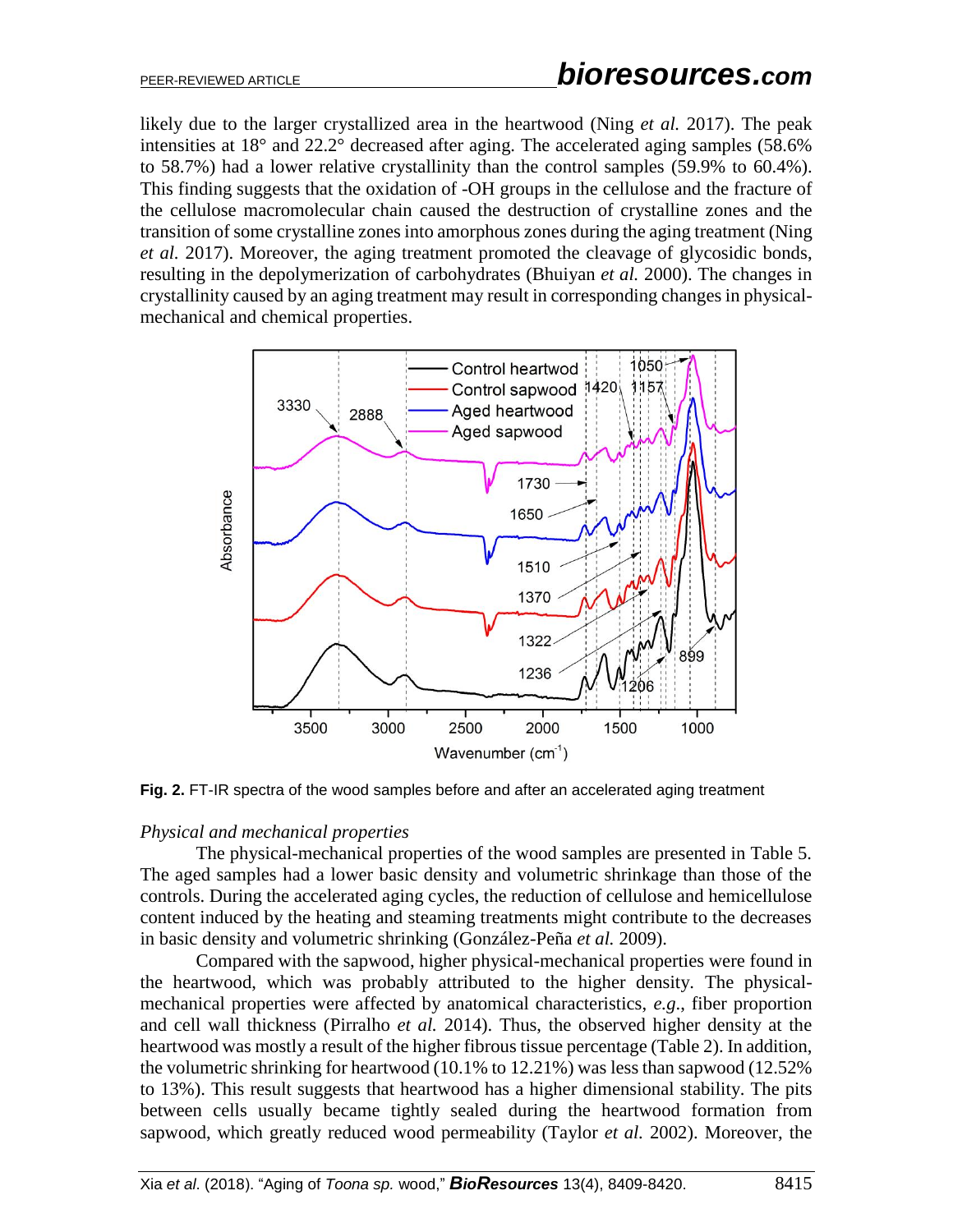likely due to the larger crystallized area in the heartwood (Ning *et al.* 2017). The peak intensities at 18° and 22.2° decreased after aging. The accelerated aging samples (58.6% to 58.7%) had a lower relative crystallinity than the control samples (59.9% to 60.4%). This finding suggests that the oxidation of -OH groups in the cellulose and the fracture of the cellulose macromolecular chain caused the destruction of crystalline zones and the transition of some crystalline zones into amorphous zones during the aging treatment (Ning *et al.* 2017). Moreover, the aging treatment promoted the cleavage of glycosidic bonds, resulting in the depolymerization of carbohydrates (Bhuiyan *et al.* 2000). The changes in crystallinity caused by an aging treatment may result in corresponding changes in physical-mechanical and chemical properties.

**Fig. 2.** FT-IR spectra of the wood samples before and after an accelerated aging treatment

*Physical and mechanical properties*

The physical-mechanical properties of the wood samples are presented in Table 5. The aged samples had a lower basic density and volumetric shrinkage than those of the controls. During the accelerated aging cycles, the reduction of cellulose and hemicellulose content induced by the heating and steaming treatments might contribute to the decreases in basic density and volumetric shrinking (González-Peña *et al.* 2009).

Compared with the sapwood, higher physical-mechanical properties were found in the heartwood, which was probably attributed to the higher density. The physical-mechanical properties were affected by anatomical characteristics, *e.g.*, fiber proportion and cell wall thickness (Pirralho *et al.* 2014). Thus, the observed higher density at the heartwood was mostly a result of the higher fibrous tissue percentage (Table 2). In addition, the volumetric shrinking for heartwood (10.1% to 12.21%) was less than sapwood (12.52% to 13%). This result suggests that heartwood has a higher dimensional stability. The pits between cells usually became tightly sealed during the heartwood formation from sapwood, which greatly reduced wood permeability (Taylor *et al.* 2002). Moreover, the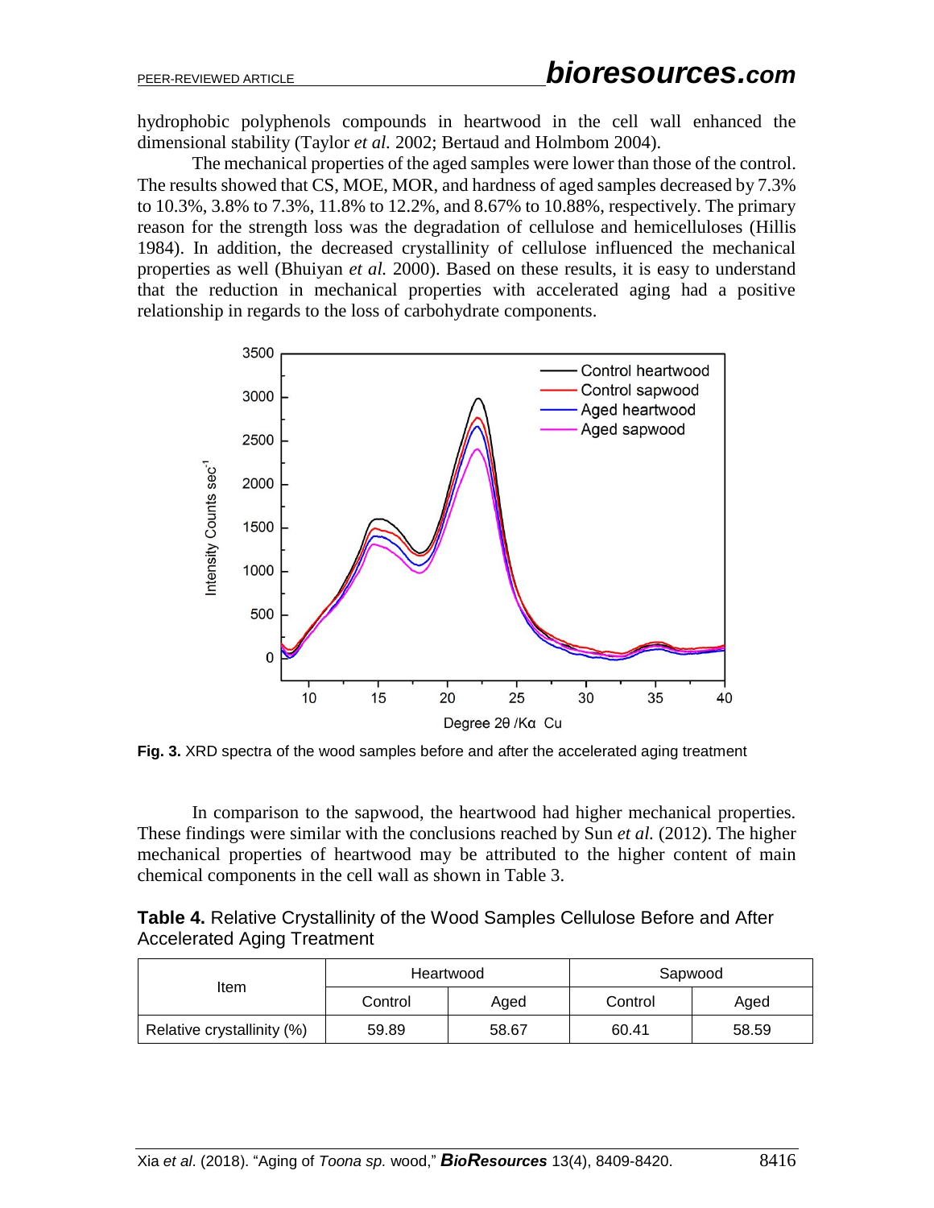hydrophobic polyphenols compounds in heartwood in the cell wall enhanced the dimensional stability (Taylor *et al.* 2002; Bertaud and Holmbom 2004).

The mechanical properties of the aged samples were lower than those of the control. The results showed that CS, MOE, MOR, and hardness of aged samples decreased by 7.3% to 10.3%, 3.8% to 7.3%, 11.8% to 12.2%, and 8.67% to 10.88%, respectively. The primary reason for the strength loss was the degradation of cellulose and hemicelluloses (Hillis 1984). In addition, the decreased crystallinity of cellulose influenced the mechanical properties as well (Bhuiyan *et al.* 2000). Based on these results, it is easy to understand that the reduction in mechanical properties with accelerated aging had a positive relationship in regards to the loss of carbohydrate components.

**Fig. 3.** XRD spectra of the wood samples before and after the accelerated aging treatment

In comparison to the sapwood, the heartwood had higher mechanical properties. These findings were similar with the conclusions reached by Sun *et al.* (2012). The higher mechanical properties of heartwood may be attributed to the higher content of main chemical components in the cell wall as shown in Table 3.

**Table 4.** Relative Crystallinity of the Wood Samples Cellulose Before and After Accelerated Aging Treatment

| Item | Heartwood | | Sapwood | |
|---|---|---|---|---|
| | Control | Aged | Control | Aged |
| Relative crystallinity (%) | 59.89 | 58.67 | 60.41 | 58.59 |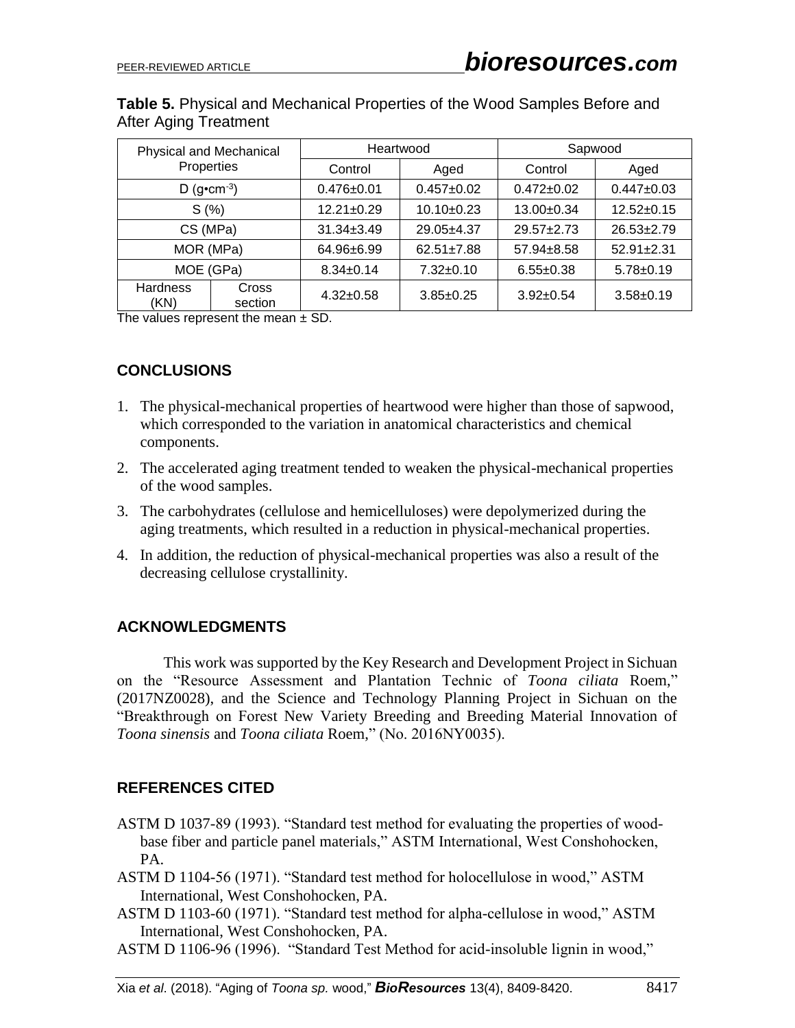**Table 5.** Physical and Mechanical Properties of the Wood Samples Before and After Aging Treatment

| Physical and Mechanical Properties | | Heartwood | | Sapwood | |
|---|---|---|---|---|---|
| | | Control | Aged | Control | Aged |
| D ($g \cdot cm^{-3}$) | | 0.476±0.01 | 0.457±0.02 | 0.472±0.02 | 0.447±0.03 |
| S (%) | | 12.21±0.29 | 10.10±0.23 | 13.00±0.34 | 12.52±0.15 |
| CS (MPa) | | 31.34±3.49 | 29.05±4.37 | 29.57±2.73 | 26.53±2.79 |
| MOR (MPa) | | 64.96±6.99 | 62.51±7.88 | 57.94±8.58 | 52.91±2.31 |
| MOE (GPa) | | 8.34±0.14 | 7.32±0.10 | 6.55±0.38 | 5.78±0.19 |
| Hardness (KN) | Cross section | 4.32±0.58 | 3.85±0.25 | 3.92±0.54 | 3.58±0.19 |

The values represent the mean ± SD.

## CONCLUSIONS

1. The physical-mechanical properties of heartwood were higher than those of sapwood, which corresponded to the variation in anatomical characteristics and chemical components.
2. The accelerated aging treatment tended to weaken the physical-mechanical properties of the wood samples.
3. The carbohydrates (cellulose and hemicelluloses) were depolymerized during the aging treatments, which resulted in a reduction in physical-mechanical properties.
4. In addition, the reduction of physical-mechanical properties was also a result of the decreasing cellulose crystallinity.

## ACKNOWLEDGMENTS

This work was supported by the Key Research and Development Project in Sichuan on the "Resource Assessment and Plantation Technic of *Toona ciliata* Roem," (2017NZ0028), and the Science and Technology Planning Project in Sichuan on the "Breakthrough on Forest New Variety Breeding and Breeding Material Innovation of *Toona sinensis* and *Toona ciliata* Roem," (No. 2016NY0035).

## REFERENCES CITED

ASTM D 1037-89 (1993). "Standard test method for evaluating the properties of wood-base fiber and particle panel materials," ASTM International, West Conshohocken, PA.

ASTM D 1104-56 (1971). "Standard test method for holocellulose in wood," ASTM International, West Conshohocken, PA.

ASTM D 1103-60 (1971). "Standard test method for alpha-cellulose in wood," ASTM International, West Conshohocken, PA.

ASTM D 1106-96 (1996). "Standard Test Method for acid-insoluble lignin in wood,"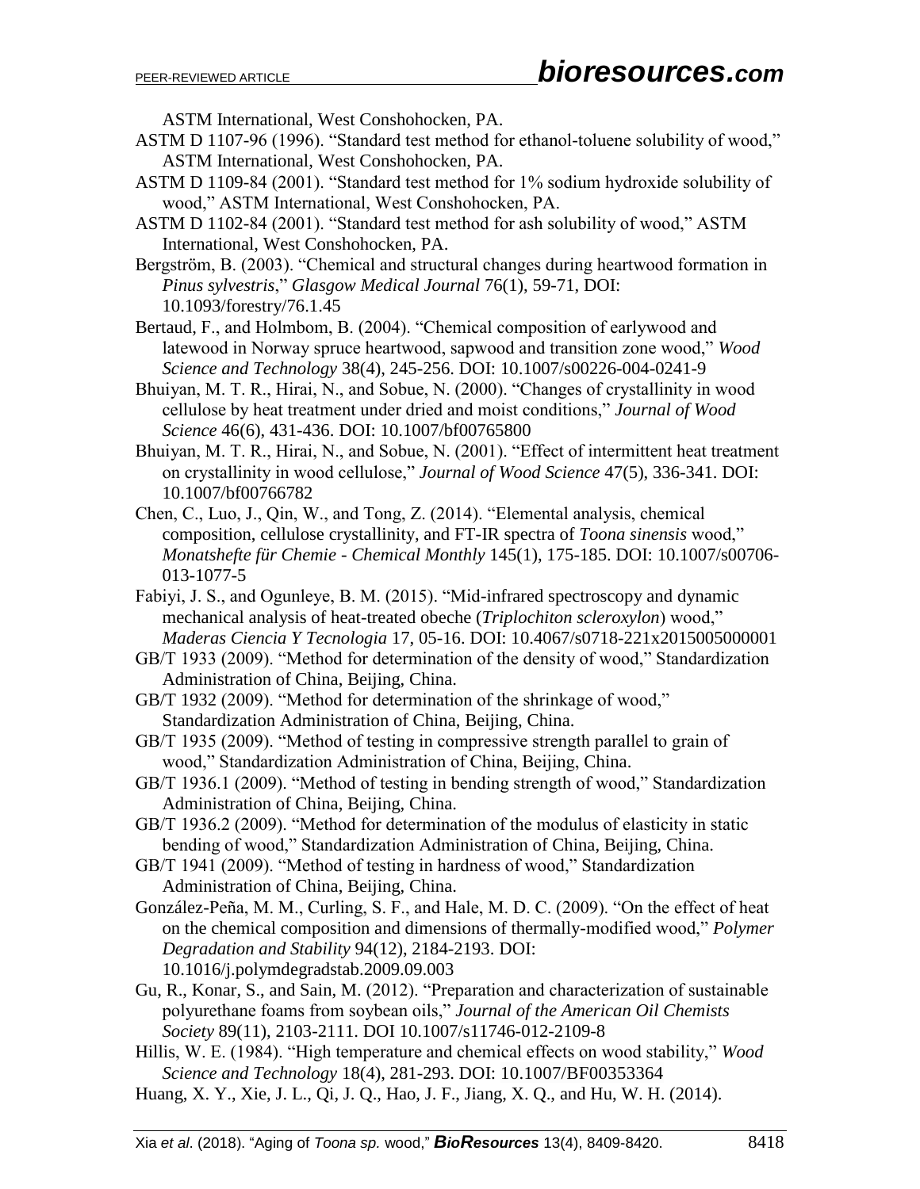ASTM International, West Conshohocken, PA.

ASTM D 1107-96 (1996). "Standard test method for ethanol-toluene solubility of wood," ASTM International, West Conshohocken, PA.

ASTM D 1109-84 (2001). "Standard test method for 1% sodium hydroxide solubility of wood," ASTM International, West Conshohocken, PA.

ASTM D 1102-84 (2001). "Standard test method for ash solubility of wood," ASTM International, West Conshohocken, PA.

Bergström, B. (2003). "Chemical and structural changes during heartwood formation in *Pinus sylvestris*," *Glasgow Medical Journal* 76(1), 59-71, DOI: 10.1093/forestry/76.1.45

Bertaud, F., and Holmbom, B. (2004). "Chemical composition of earlywood and latewood in Norway spruce heartwood, sapwood and transition zone wood," *Wood Science and Technology* 38(4), 245-256. DOI: 10.1007/s00226-004-0241-9

Bhuiyan, M. T. R., Hirai, N., and Sobue, N. (2000). "Changes of crystallinity in wood cellulose by heat treatment under dried and moist conditions," *Journal of Wood Science* 46(6), 431-436. DOI: 10.1007/bf00765800

Bhuiyan, M. T. R., Hirai, N., and Sobue, N. (2001). "Effect of intermittent heat treatment on crystallinity in wood cellulose," *Journal of Wood Science* 47(5), 336-341. DOI: 10.1007/bf00766782

Chen, C., Luo, J., Qin, W., and Tong, Z. (2014). "Elemental analysis, chemical composition, cellulose crystallinity, and FT-IR spectra of *Toona sinensis* wood," *Monatshefte für Chemie - Chemical Monthly* 145(1), 175-185. DOI: 10.1007/s00706-013-1077-5

Fabiyi, J. S., and Ogunleye, B. M. (2015). "Mid-infrared spectroscopy and dynamic mechanical analysis of heat-treated obeche (*Triplochiton scleroxylon*) wood," *Maderas Ciencia Y Tecnologia* 17, 05-16. DOI: 10.4067/s0718-221x2015005000001

GB/T 1933 (2009). "Method for determination of the density of wood," Standardization Administration of China, Beijing, China.

GB/T 1932 (2009). "Method for determination of the shrinkage of wood," Standardization Administration of China, Beijing, China.

GB/T 1935 (2009). "Method of testing in compressive strength parallel to grain of wood," Standardization Administration of China, Beijing, China.

GB/T 1936.1 (2009). "Method of testing in bending strength of wood," Standardization Administration of China, Beijing, China.

GB/T 1936.2 (2009). "Method for determination of the modulus of elasticity in static bending of wood," Standardization Administration of China, Beijing, China.

GB/T 1941 (2009). "Method of testing in hardness of wood," Standardization Administration of China, Beijing, China.

González-Peña, M. M., Curling, S. F., and Hale, M. D. C. (2009). "On the effect of heat on the chemical composition and dimensions of thermally-modified wood," *Polymer Degradation and Stability* 94(12), 2184-2193. DOI: 10.1016/j.polymdegradstab.2009.09.003

Gu, R., Konar, S., and Sain, M. (2012). "Preparation and characterization of sustainable polyurethane foams from soybean oils," *Journal of the American Oil Chemists Society* 89(11), 2103-2111. DOI 10.1007/s11746-012-2109-8

Hillis, W. E. (1984). "High temperature and chemical effects on wood stability," *Wood Science and Technology* 18(4), 281-293. DOI: 10.1007/BF00353364

Huang, X. Y., Xie, J. L., Qi, J. Q., Hao, J. F., Jiang, X. Q., and Hu, W. H. (2014).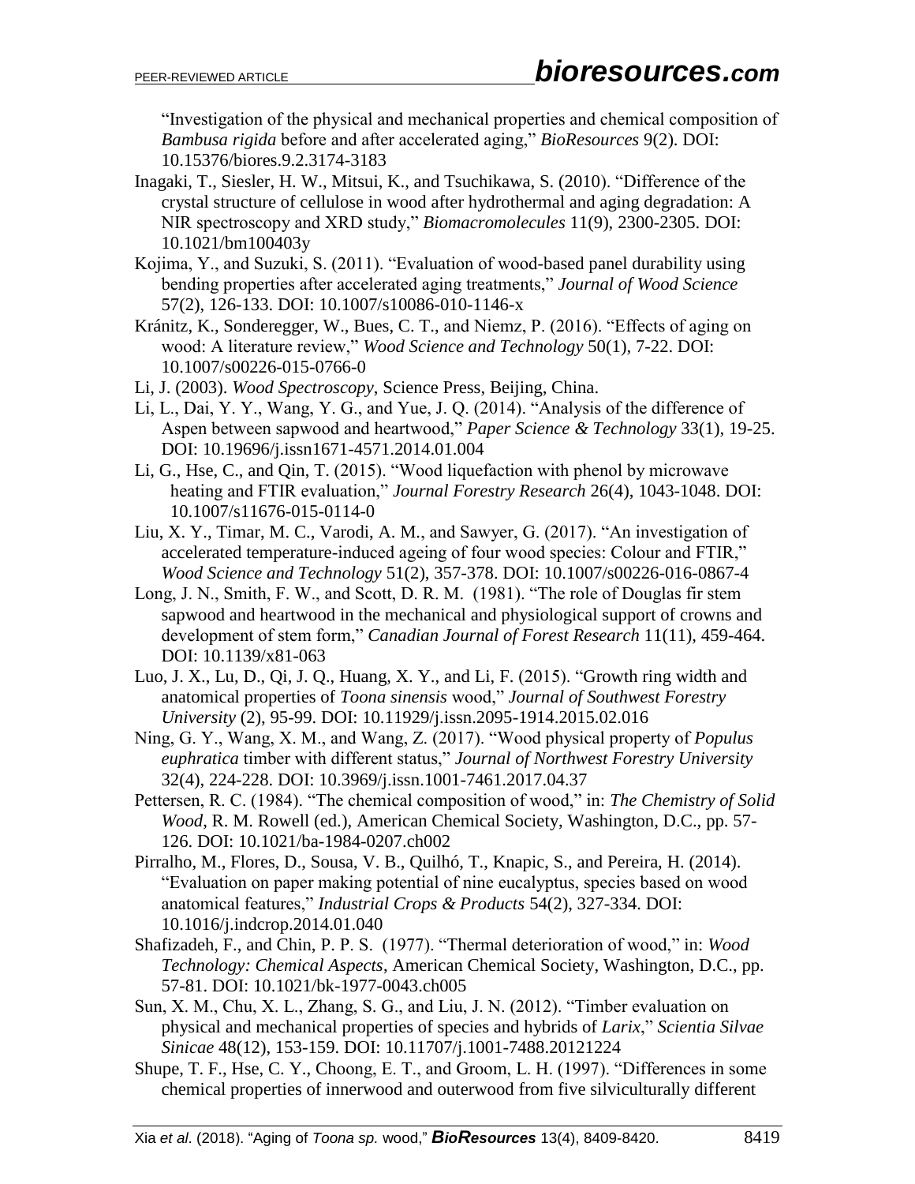"Investigation of the physical and mechanical properties and chemical composition of *Bambusa rigida* before and after accelerated aging," *BioResources* 9(2). DOI: 10.15376/biores.9.2.3174-3183

Inagaki, T., Siesler, H. W., Mitsui, K., and Tsuchikawa, S. (2010). "Difference of the crystal structure of cellulose in wood after hydrothermal and aging degradation: A NIR spectroscopy and XRD study," *Biomacromolecules* 11(9), 2300-2305. DOI: 10.1021/bm100403y

Kojima, Y., and Suzuki, S. (2011). "Evaluation of wood-based panel durability using bending properties after accelerated aging treatments," *Journal of Wood Science* 57(2), 126-133. DOI: 10.1007/s10086-010-1146-x

Kránitz, K., Sonderegger, W., Bues, C. T., and Niemz, P. (2016). "Effects of aging on wood: A literature review," *Wood Science and Technology* 50(1), 7-22. DOI: 10.1007/s00226-015-0766-0

Li, J. (2003). *Wood Spectroscopy*, Science Press, Beijing, China.

Li, L., Dai, Y. Y., Wang, Y. G., and Yue, J. Q. (2014). "Analysis of the difference of Aspen between sapwood and heartwood," *Paper Science & Technology* 33(1), 19-25. DOI: 10.19696/j.issn1671-4571.2014.01.004

Li, G., Hse, C., and Qin, T. (2015). "Wood liquefaction with phenol by microwave heating and FTIR evaluation," *Journal Forestry Research* 26(4), 1043-1048. DOI: 10.1007/s11676-015-0114-0

Liu, X. Y., Timar, M. C., Varodi, A. M., and Sawyer, G. (2017). "An investigation of accelerated temperature-induced ageing of four wood species: Colour and FTIR," *Wood Science and Technology* 51(2), 357-378. DOI: 10.1007/s00226-016-0867-4

Long, J. N., Smith, F. W., and Scott, D. R. M. (1981). "The role of Douglas fir stem sapwood and heartwood in the mechanical and physiological support of crowns and development of stem form," *Canadian Journal of Forest Research* 11(11), 459-464. DOI: 10.1139/x81-063

Luo, J. X., Lu, D., Qi, J. Q., Huang, X. Y., and Li, F. (2015). "Growth ring width and anatomical properties of *Toona sinensis* wood," *Journal of Southwest Forestry University* (2), 95-99. DOI: 10.11929/j.issn.2095-1914.2015.02.016

Ning, G. Y., Wang, X. M., and Wang, Z. (2017). "Wood physical property of *Populus euphratica* timber with different status," *Journal of Northwest Forestry University* 32(4), 224-228. DOI: 10.3969/j.issn.1001-7461.2017.04.37

Pettersen, R. C. (1984). "The chemical composition of wood," in: *The Chemistry of Solid Wood*, R. M. Rowell (ed.), American Chemical Society, Washington, D.C., pp. 57-126. DOI: 10.1021/ba-1984-0207.ch002

Pirralho, M., Flores, D., Sousa, V. B., Quilhó, T., Knapic, S., and Pereira, H. (2014). "Evaluation on paper making potential of nine eucalyptus, species based on wood anatomical features," *Industrial Crops & Products* 54(2), 327-334. DOI: 10.1016/j.indcrop.2014.01.040

Shafizadeh, F., and Chin, P. P. S. (1977). "Thermal deterioration of wood," in: *Wood Technology: Chemical Aspects*, American Chemical Society, Washington, D.C., pp. 57-81. DOI: 10.1021/bk-1977-0043.ch005

Sun, X. M., Chu, X. L., Zhang, S. G., and Liu, J. N. (2012). "Timber evaluation on physical and mechanical properties of species and hybrids of *Larix*," *Scientia Silvae Sinicae* 48(12), 153-159. DOI: 10.11707/j.1001-7488.20121224

Shupe, T. F., Hse, C. Y., Choong, E. T., and Groom, L. H. (1997). "Differences in some chemical properties of innerwood and outerwood from five silviculturally different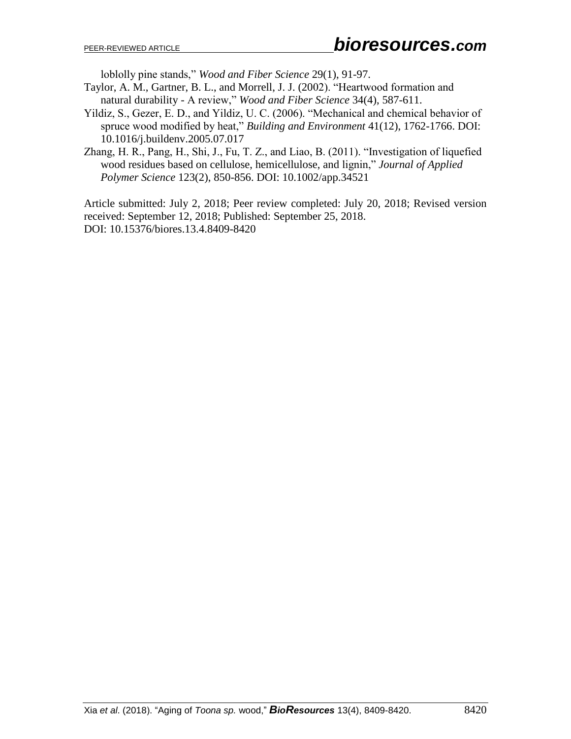loblolly pine stands," *Wood and Fiber Science* 29(1), 91-97.

Taylor, A. M., Gartner, B. L., and Morrell, J. J. (2002). "Heartwood formation and natural durability - A review," *Wood and Fiber Science* 34(4), 587-611.

Yildiz, S., Gezer, E. D., and Yildiz, U. C. (2006). "Mechanical and chemical behavior of spruce wood modified by heat," *Building and Environment* 41(12), 1762-1766. DOI: 10.1016/j.buildenv.2005.07.017

Zhang, H. R., Pang, H., Shi, J., Fu, T. Z., and Liao, B. (2011). "Investigation of liquefied wood residues based on cellulose, hemicellulose, and lignin," *Journal of Applied Polymer Science* 123(2), 850-856. DOI: 10.1002/app.34521

Article submitted: July 2, 2018; Peer review completed: July 20, 2018; Revised version received: September 12, 2018; Published: September 25, 2018.
DOI: 10.15376/biores.13.4.8409-8420